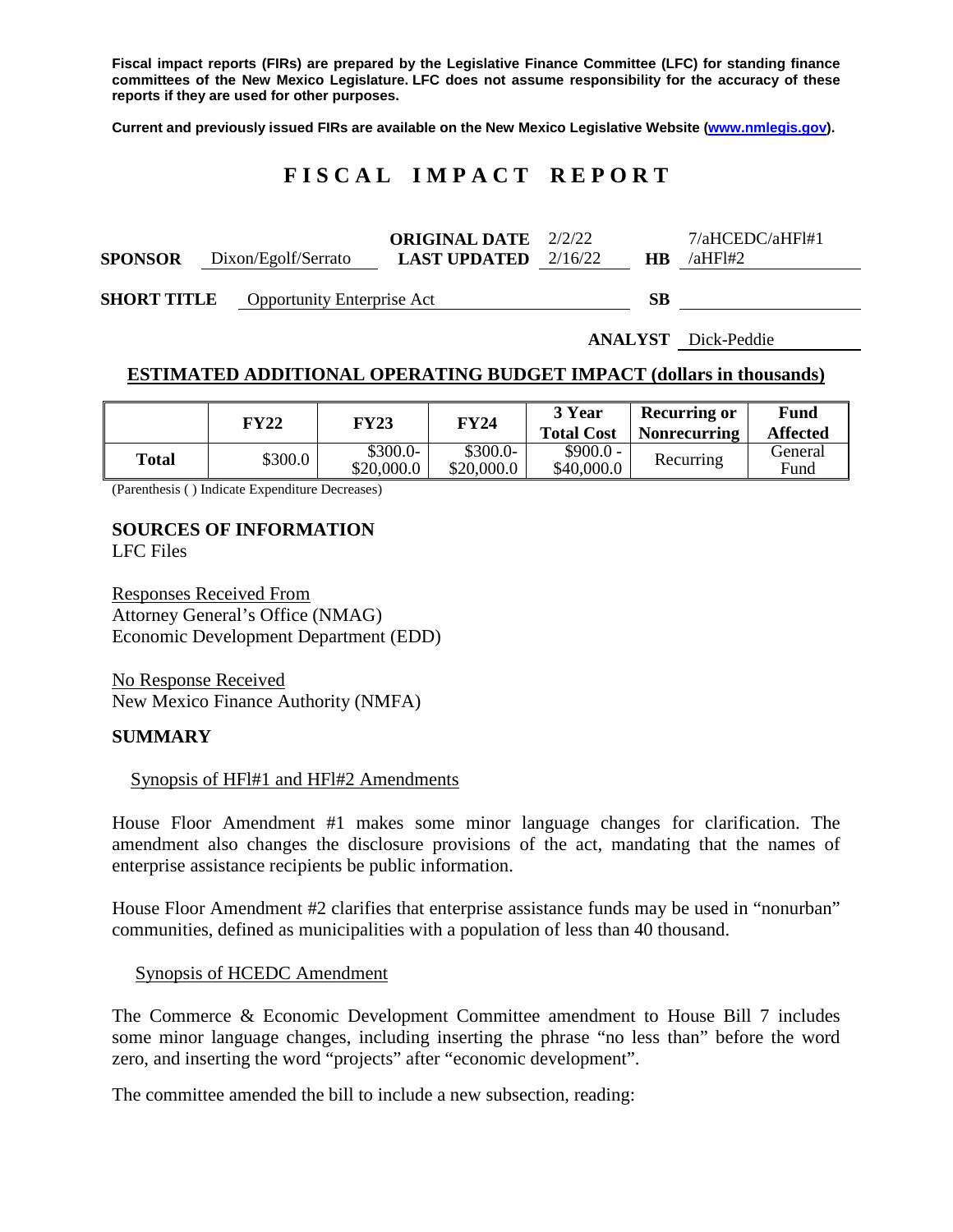**Fiscal impact reports (FIRs) are prepared by the Legislative Finance Committee (LFC) for standing finance committees of the New Mexico Legislature. LFC does not assume responsibility for the accuracy of these reports if they are used for other purposes.**

**Current and previously issued FIRs are available on the New Mexico Legislative Website (www.nmlegis.gov).**

# F I S C A L   I M P A C T   R E P O R T

**SPONSOR** Dixon/Egolf/Serrato  **ORIGINAL DATE** 2/2/22  **LAST UPDATED** 2/16/22  **HB** 7/aHCEDC/aHFl#1/aHFl#2

**SHORT TITLE** Opportunity Enterprise Act  **SB** 

**ANALYST** Dick-Peddie

## ESTIMATED ADDITIONAL OPERATING BUDGET IMPACT (dollars in thousands)

| | FY22 | FY23 | FY24 | 3 Year Total Cost | Recurring or Nonrecurring | Fund Affected |
|---|---|---|---|---|---|---|
| **Total** | $300.0 | $300.0-$20,000.0 | $300.0-$20,000.0 | $900.0 - $40,000.0 | Recurring | General Fund |

(Parenthesis ( ) Indicate Expenditure Decreases)

### SOURCES OF INFORMATION

LFC Files

Responses Received From
Attorney General's Office (NMAG)
Economic Development Department (EDD)

No Response Received
New Mexico Finance Authority (NMFA)

### SUMMARY

Synopsis of HFl#1 and HFl#2 Amendments

House Floor Amendment #1 makes some minor language changes for clarification. The amendment also changes the disclosure provisions of the act, mandating that the names of enterprise assistance recipients be public information.

House Floor Amendment #2 clarifies that enterprise assistance funds may be used in "nonurban" communities, defined as municipalities with a population of less than 40 thousand.

Synopsis of HCEDC Amendment

The Commerce & Economic Development Committee amendment to House Bill 7 includes some minor language changes, including inserting the phrase "no less than" before the word zero, and inserting the word "projects" after "economic development".

The committee amended the bill to include a new subsection, reading: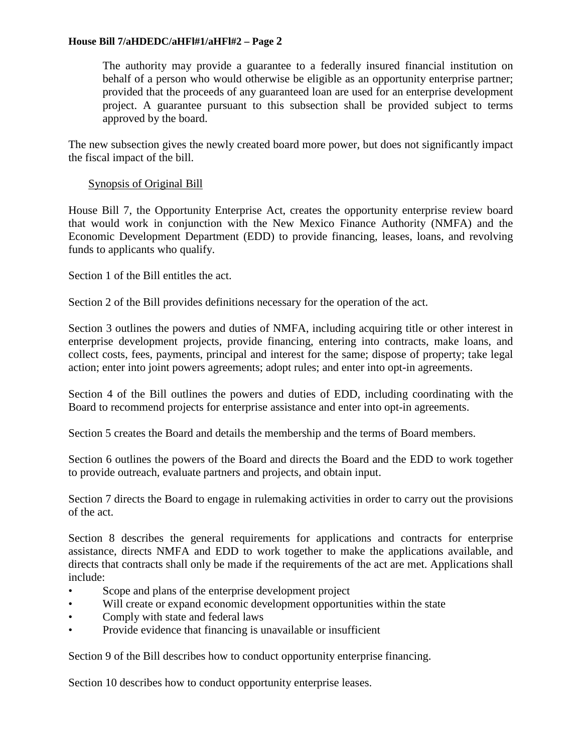> The authority may provide a guarantee to a federally insured financial institution on behalf of a person who would otherwise be eligible as an opportunity enterprise partner; provided that the proceeds of any guaranteed loan are used for an enterprise development project. A guarantee pursuant to this subsection shall be provided subject to terms approved by the board.

The new subsection gives the newly created board more power, but does not significantly impact the fiscal impact of the bill.

Synopsis of Original Bill

House Bill 7, the Opportunity Enterprise Act, creates the opportunity enterprise review board that would work in conjunction with the New Mexico Finance Authority (NMFA) and the Economic Development Department (EDD) to provide financing, leases, loans, and revolving funds to applicants who qualify.

Section 1 of the Bill entitles the act.

Section 2 of the Bill provides definitions necessary for the operation of the act.

Section 3 outlines the powers and duties of NMFA, including acquiring title or other interest in enterprise development projects, provide financing, entering into contracts, make loans, and collect costs, fees, payments, principal and interest for the same; dispose of property; take legal action; enter into joint powers agreements; adopt rules; and enter into opt-in agreements.

Section 4 of the Bill outlines the powers and duties of EDD, including coordinating with the Board to recommend projects for enterprise assistance and enter into opt-in agreements.

Section 5 creates the Board and details the membership and the terms of Board members.

Section 6 outlines the powers of the Board and directs the Board and the EDD to work together to provide outreach, evaluate partners and projects, and obtain input.

Section 7 directs the Board to engage in rulemaking activities in order to carry out the provisions of the act.

Section 8 describes the general requirements for applications and contracts for enterprise assistance, directs NMFA and EDD to work together to make the applications available, and directs that contracts shall only be made if the requirements of the act are met. Applications shall include:

- Scope and plans of the enterprise development project
- Will create or expand economic development opportunities within the state
- Comply with state and federal laws
- Provide evidence that financing is unavailable or insufficient

Section 9 of the Bill describes how to conduct opportunity enterprise financing.

Section 10 describes how to conduct opportunity enterprise leases.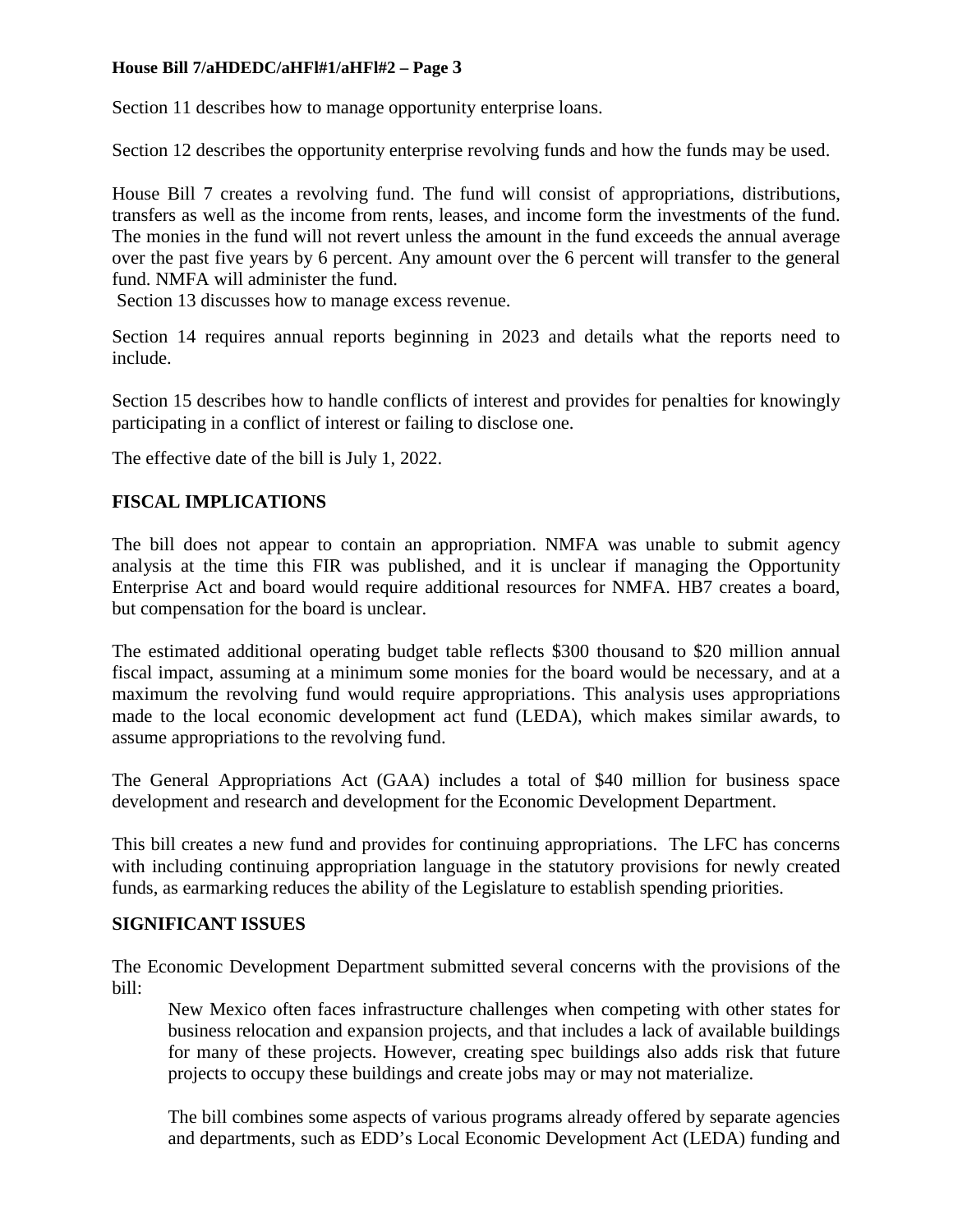Section 11 describes how to manage opportunity enterprise loans.

Section 12 describes the opportunity enterprise revolving funds and how the funds may be used.

House Bill 7 creates a revolving fund. The fund will consist of appropriations, distributions, transfers as well as the income from rents, leases, and income form the investments of the fund. The monies in the fund will not revert unless the amount in the fund exceeds the annual average over the past five years by 6 percent. Any amount over the 6 percent will transfer to the general fund. NMFA will administer the fund.

Section 13 discusses how to manage excess revenue.

Section 14 requires annual reports beginning in 2023 and details what the reports need to include.

Section 15 describes how to handle conflicts of interest and provides for penalties for knowingly participating in a conflict of interest or failing to disclose one.

The effective date of the bill is July 1, 2022.

## FISCAL IMPLICATIONS

The bill does not appear to contain an appropriation. NMFA was unable to submit agency analysis at the time this FIR was published, and it is unclear if managing the Opportunity Enterprise Act and board would require additional resources for NMFA. HB7 creates a board, but compensation for the board is unclear.

The estimated additional operating budget table reflects $300 thousand to $20 million annual fiscal impact, assuming at a minimum some monies for the board would be necessary, and at a maximum the revolving fund would require appropriations. This analysis uses appropriations made to the local economic development act fund (LEDA), which makes similar awards, to assume appropriations to the revolving fund.

The General Appropriations Act (GAA) includes a total of $40 million for business space development and research and development for the Economic Development Department.

This bill creates a new fund and provides for continuing appropriations. The LFC has concerns with including continuing appropriation language in the statutory provisions for newly created funds, as earmarking reduces the ability of the Legislature to establish spending priorities.

## SIGNIFICANT ISSUES

The Economic Development Department submitted several concerns with the provisions of the bill:

> New Mexico often faces infrastructure challenges when competing with other states for business relocation and expansion projects, and that includes a lack of available buildings for many of these projects. However, creating spec buildings also adds risk that future projects to occupy these buildings and create jobs may or may not materialize.
>
> The bill combines some aspects of various programs already offered by separate agencies and departments, such as EDD's Local Economic Development Act (LEDA) funding and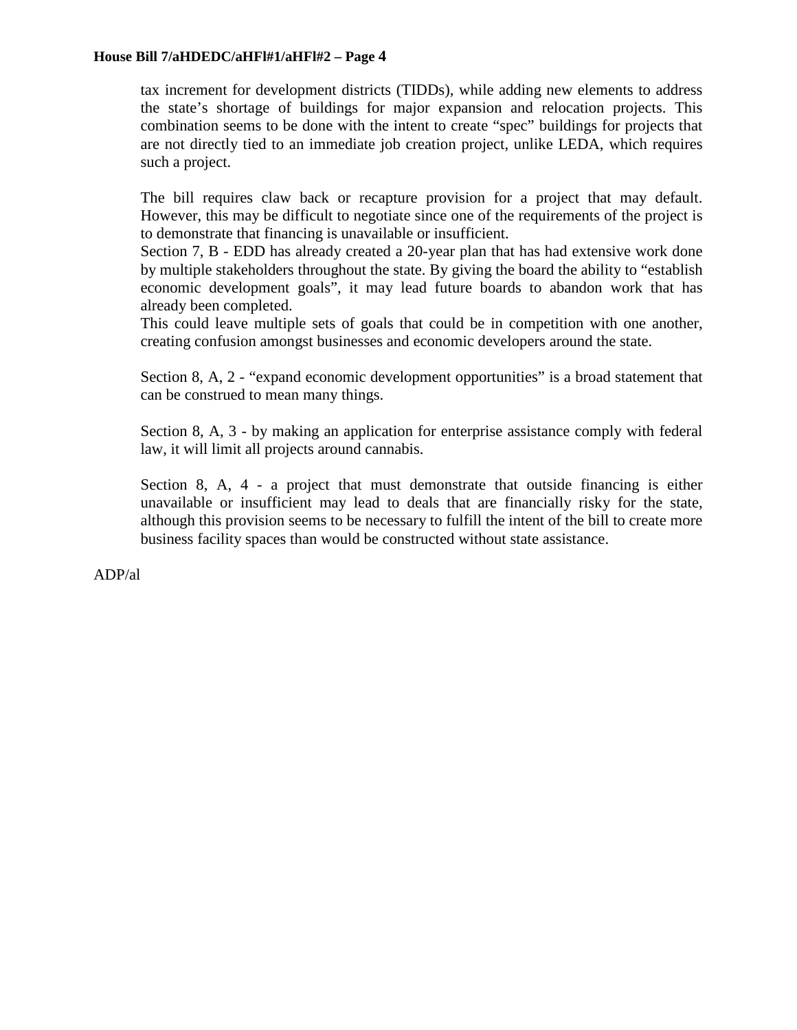tax increment for development districts (TIDDs), while adding new elements to address the state's shortage of buildings for major expansion and relocation projects. This combination seems to be done with the intent to create "spec" buildings for projects that are not directly tied to an immediate job creation project, unlike LEDA, which requires such a project.

The bill requires claw back or recapture provision for a project that may default. However, this may be difficult to negotiate since one of the requirements of the project is to demonstrate that financing is unavailable or insufficient.
Section 7, B - EDD has already created a 20-year plan that has had extensive work done by multiple stakeholders throughout the state. By giving the board the ability to "establish economic development goals", it may lead future boards to abandon work that has already been completed.
This could leave multiple sets of goals that could be in competition with one another, creating confusion amongst businesses and economic developers around the state.

Section 8, A, 2 - "expand economic development opportunities" is a broad statement that can be construed to mean many things.

Section 8, A, 3 - by making an application for enterprise assistance comply with federal law, it will limit all projects around cannabis.

Section 8, A, 4 - a project that must demonstrate that outside financing is either unavailable or insufficient may lead to deals that are financially risky for the state, although this provision seems to be necessary to fulfill the intent of the bill to create more business facility spaces than would be constructed without state assistance.

ADP/al